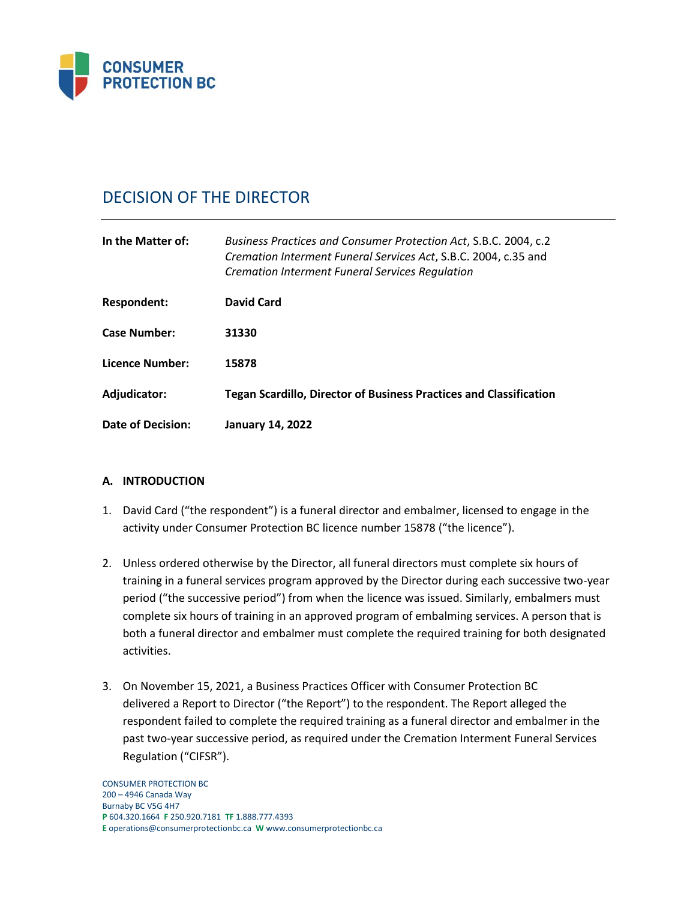CONSUMER PROTECTION BC

# DECISION OF THE DIRECTOR

| | |
|---|---|
| **In the Matter of:** | *Business Practices and Consumer Protection Act*, S.B.C. 2004, c.2 *Cremation Interment Funeral Services Act*, S.B.C. 2004, c.35 and *Cremation Interment Funeral Services Regulation* |
| **Respondent:** | **David Card** |
| **Case Number:** | **31330** |
| **Licence Number:** | **15878** |
| **Adjudicator:** | **Tegan Scardillo, Director of Business Practices and Classification** |
| **Date of Decision:** | **January 14, 2022** |

## A. INTRODUCTION

1. David Card ("the respondent") is a funeral director and embalmer, licensed to engage in the activity under Consumer Protection BC licence number 15878 ("the licence").

2. Unless ordered otherwise by the Director, all funeral directors must complete six hours of training in a funeral services program approved by the Director during each successive two-year period ("the successive period") from when the licence was issued. Similarly, embalmers must complete six hours of training in an approved program of embalming services. A person that is both a funeral director and embalmer must complete the required training for both designated activities.

3. On November 15, 2021, a Business Practices Officer with Consumer Protection BC delivered a Report to Director ("the Report") to the respondent. The Report alleged the respondent failed to complete the required training as a funeral director and embalmer in the past two-year successive period, as required under the Cremation Interment Funeral Services Regulation ("CIFSR").

CONSUMER PROTECTION BC
200 – 4946 Canada Way
Burnaby BC V5G 4H7
**P** 604.320.1664 **F** 250.920.7181 **TF** 1.888.777.4393
**E** operations@consumerprotectionbc.ca **W** www.consumerprotectionbc.ca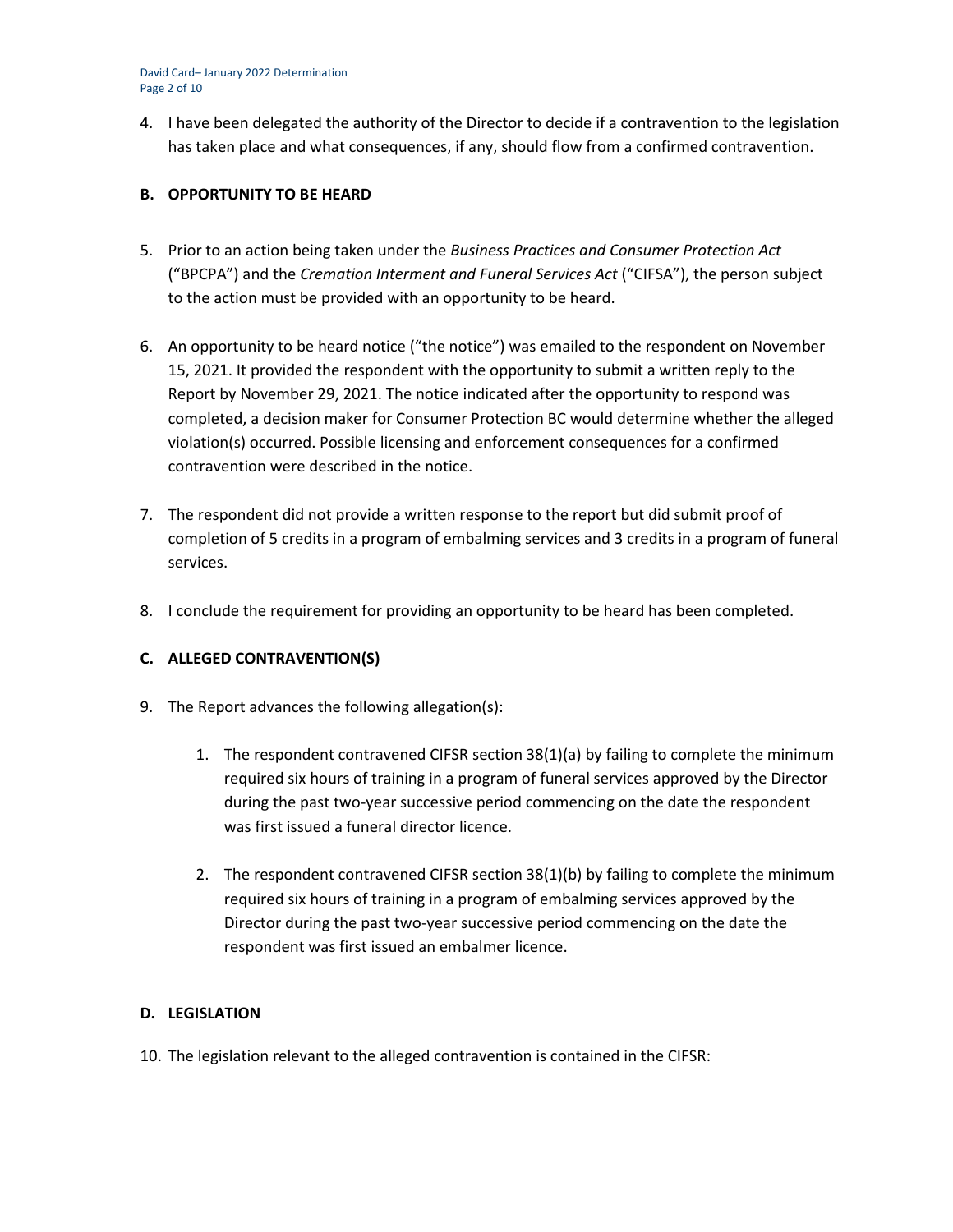4. I have been delegated the authority of the Director to decide if a contravention to the legislation has taken place and what consequences, if any, should flow from a confirmed contravention.

## B. OPPORTUNITY TO BE HEARD

5. Prior to an action being taken under the *Business Practices and Consumer Protection Act* ("BPCPA") and the *Cremation Interment and Funeral Services Act* ("CIFSA"), the person subject to the action must be provided with an opportunity to be heard.

6. An opportunity to be heard notice ("the notice") was emailed to the respondent on November 15, 2021. It provided the respondent with the opportunity to submit a written reply to the Report by November 29, 2021. The notice indicated after the opportunity to respond was completed, a decision maker for Consumer Protection BC would determine whether the alleged violation(s) occurred. Possible licensing and enforcement consequences for a confirmed contravention were described in the notice.

7. The respondent did not provide a written response to the report but did submit proof of completion of 5 credits in a program of embalming services and 3 credits in a program of funeral services.

8. I conclude the requirement for providing an opportunity to be heard has been completed.

## C. ALLEGED CONTRAVENTION(S)

9. The Report advances the following allegation(s):

    1. The respondent contravened CIFSR section 38(1)(a) by failing to complete the minimum required six hours of training in a program of funeral services approved by the Director during the past two-year successive period commencing on the date the respondent was first issued a funeral director licence.

    2. The respondent contravened CIFSR section 38(1)(b) by failing to complete the minimum required six hours of training in a program of embalming services approved by the Director during the past two-year successive period commencing on the date the respondent was first issued an embalmer licence.

## D. LEGISLATION

10. The legislation relevant to the alleged contravention is contained in the CIFSR: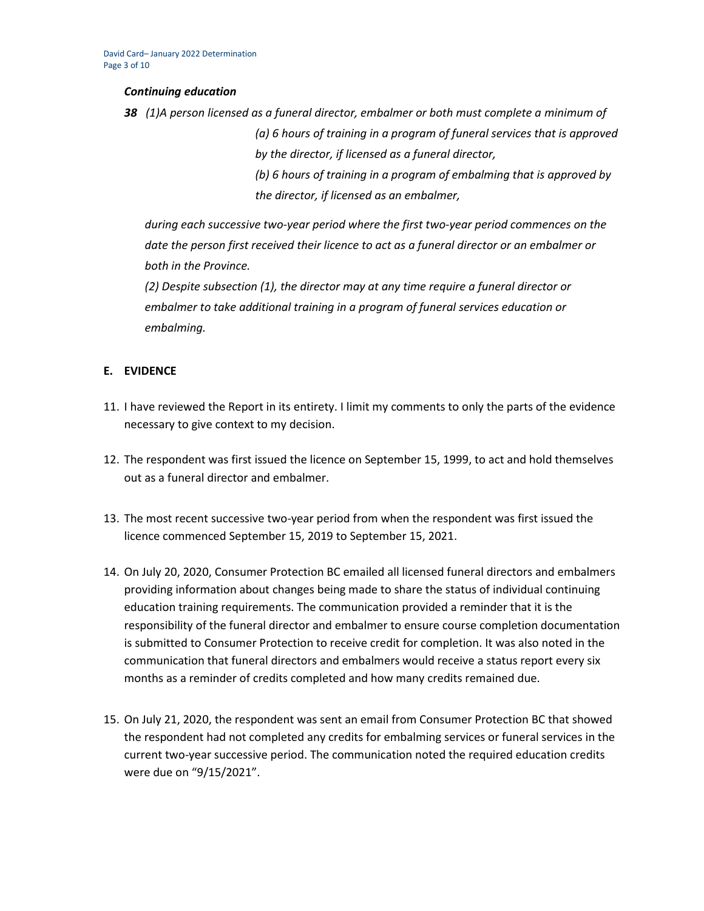***Continuing education***

***38*** *(1)A person licensed as a funeral director, embalmer or both must complete a minimum of*

*(a) 6 hours of training in a program of funeral services that is approved by the director, if licensed as a funeral director,*

*(b) 6 hours of training in a program of embalming that is approved by the director, if licensed as an embalmer,*

*during each successive two-year period where the first two-year period commences on the date the person first received their licence to act as a funeral director or an embalmer or both in the Province.*

*(2) Despite subsection (1), the director may at any time require a funeral director or embalmer to take additional training in a program of funeral services education or embalming.*

## E. EVIDENCE

11. I have reviewed the Report in its entirety. I limit my comments to only the parts of the evidence necessary to give context to my decision.

12. The respondent was first issued the licence on September 15, 1999, to act and hold themselves out as a funeral director and embalmer.

13. The most recent successive two-year period from when the respondent was first issued the licence commenced September 15, 2019 to September 15, 2021.

14. On July 20, 2020, Consumer Protection BC emailed all licensed funeral directors and embalmers providing information about changes being made to share the status of individual continuing education training requirements. The communication provided a reminder that it is the responsibility of the funeral director and embalmer to ensure course completion documentation is submitted to Consumer Protection to receive credit for completion. It was also noted in the communication that funeral directors and embalmers would receive a status report every six months as a reminder of credits completed and how many credits remained due.

15. On July 21, 2020, the respondent was sent an email from Consumer Protection BC that showed the respondent had not completed any credits for embalming services or funeral services in the current two-year successive period. The communication noted the required education credits were due on "9/15/2021".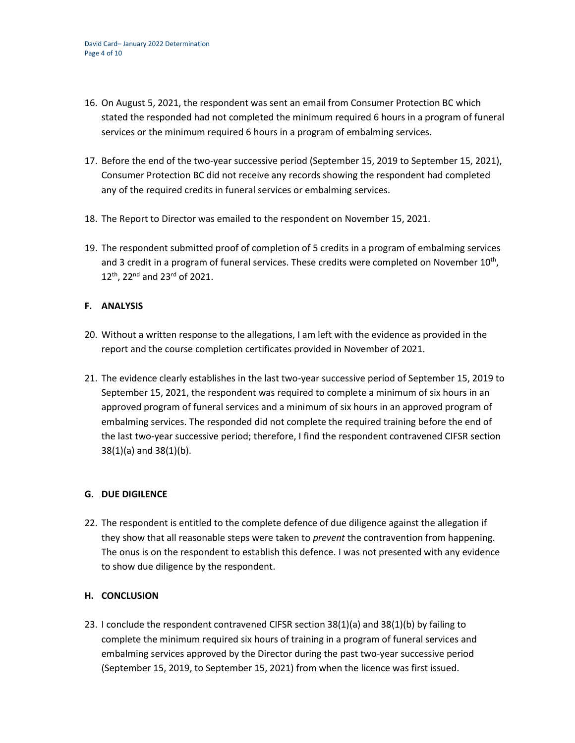16. On August 5, 2021, the respondent was sent an email from Consumer Protection BC which stated the responded had not completed the minimum required 6 hours in a program of funeral services or the minimum required 6 hours in a program of embalming services.

17. Before the end of the two-year successive period (September 15, 2019 to September 15, 2021), Consumer Protection BC did not receive any records showing the respondent had completed any of the required credits in funeral services or embalming services.

18. The Report to Director was emailed to the respondent on November 15, 2021.

19. The respondent submitted proof of completion of 5 credits in a program of embalming services and 3 credit in a program of funeral services. These credits were completed on November 10th, 12th, 22nd and 23rd of 2021.

## F. ANALYSIS

20. Without a written response to the allegations, I am left with the evidence as provided in the report and the course completion certificates provided in November of 2021.

21. The evidence clearly establishes in the last two-year successive period of September 15, 2019 to September 15, 2021, the respondent was required to complete a minimum of six hours in an approved program of funeral services and a minimum of six hours in an approved program of embalming services. The responded did not complete the required training before the end of the last two-year successive period; therefore, I find the respondent contravened CIFSR section 38(1)(a) and 38(1)(b).

## G. DUE DIGILENCE

22. The respondent is entitled to the complete defence of due diligence against the allegation if they show that all reasonable steps were taken to *prevent* the contravention from happening. The onus is on the respondent to establish this defence. I was not presented with any evidence to show due diligence by the respondent.

## H. CONCLUSION

23. I conclude the respondent contravened CIFSR section 38(1)(a) and 38(1)(b) by failing to complete the minimum required six hours of training in a program of funeral services and embalming services approved by the Director during the past two-year successive period (September 15, 2019, to September 15, 2021) from when the licence was first issued.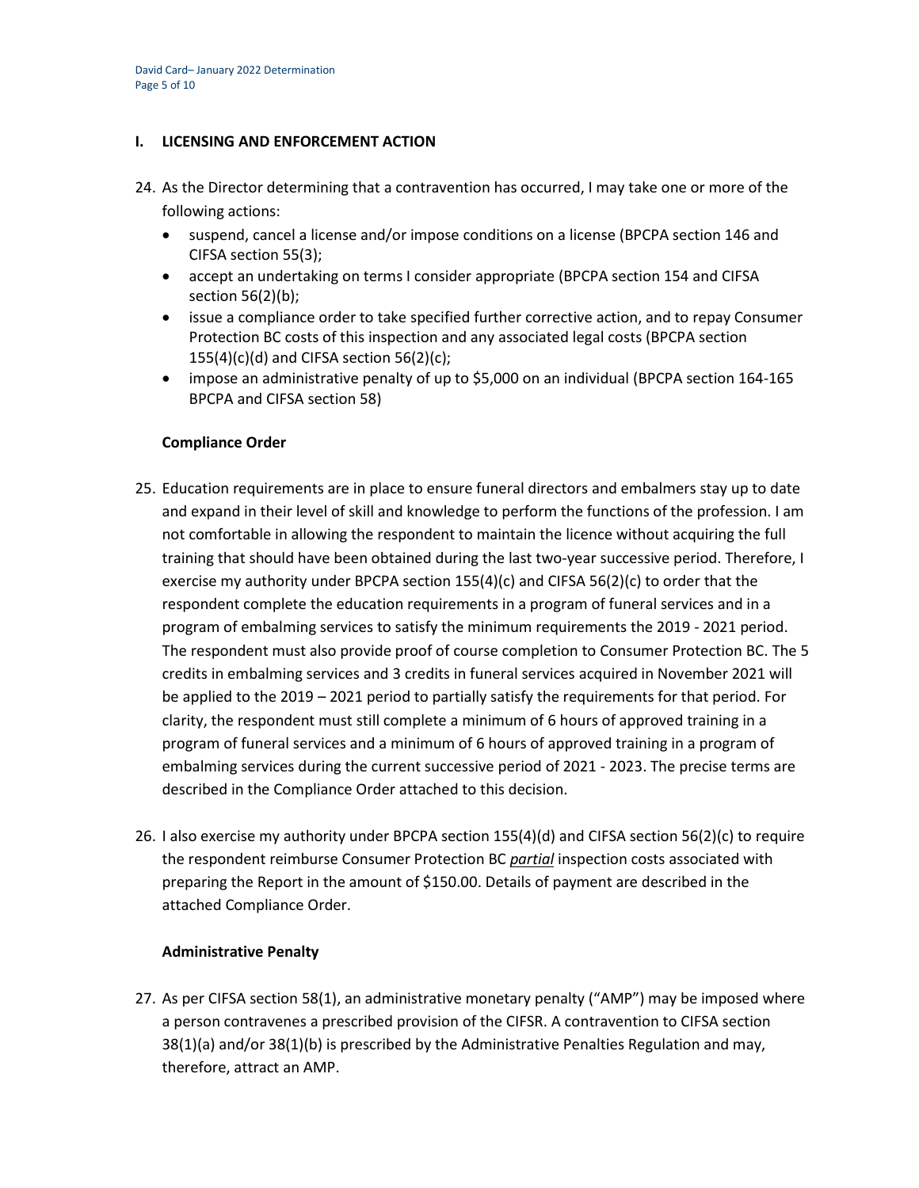## I. LICENSING AND ENFORCEMENT ACTION

24. As the Director determining that a contravention has occurred, I may take one or more of the following actions:
    - suspend, cancel a license and/or impose conditions on a license (BPCPA section 146 and CIFSA section 55(3);
    - accept an undertaking on terms I consider appropriate (BPCPA section 154 and CIFSA section 56(2)(b);
    - issue a compliance order to take specified further corrective action, and to repay Consumer Protection BC costs of this inspection and any associated legal costs (BPCPA section 155(4)(c)(d) and CIFSA section 56(2)(c);
    - impose an administrative penalty of up to $5,000 on an individual (BPCPA section 164-165 BPCPA and CIFSA section 58)

### Compliance Order

25. Education requirements are in place to ensure funeral directors and embalmers stay up to date and expand in their level of skill and knowledge to perform the functions of the profession. I am not comfortable in allowing the respondent to maintain the licence without acquiring the full training that should have been obtained during the last two-year successive period. Therefore, I exercise my authority under BPCPA section 155(4)(c) and CIFSA 56(2)(c) to order that the respondent complete the education requirements in a program of funeral services and in a program of embalming services to satisfy the minimum requirements the 2019 - 2021 period. The respondent must also provide proof of course completion to Consumer Protection BC. The 5 credits in embalming services and 3 credits in funeral services acquired in November 2021 will be applied to the 2019 – 2021 period to partially satisfy the requirements for that period. For clarity, the respondent must still complete a minimum of 6 hours of approved training in a program of funeral services and a minimum of 6 hours of approved training in a program of embalming services during the current successive period of 2021 - 2023. The precise terms are described in the Compliance Order attached to this decision.

26. I also exercise my authority under BPCPA section 155(4)(d) and CIFSA section 56(2)(c) to require the respondent reimburse Consumer Protection BC ***partial*** inspection costs associated with preparing the Report in the amount of $150.00. Details of payment are described in the attached Compliance Order.

### Administrative Penalty

27. As per CIFSA section 58(1), an administrative monetary penalty ("AMP") may be imposed where a person contravenes a prescribed provision of the CIFSR. A contravention to CIFSA section 38(1)(a) and/or 38(1)(b) is prescribed by the Administrative Penalties Regulation and may, therefore, attract an AMP.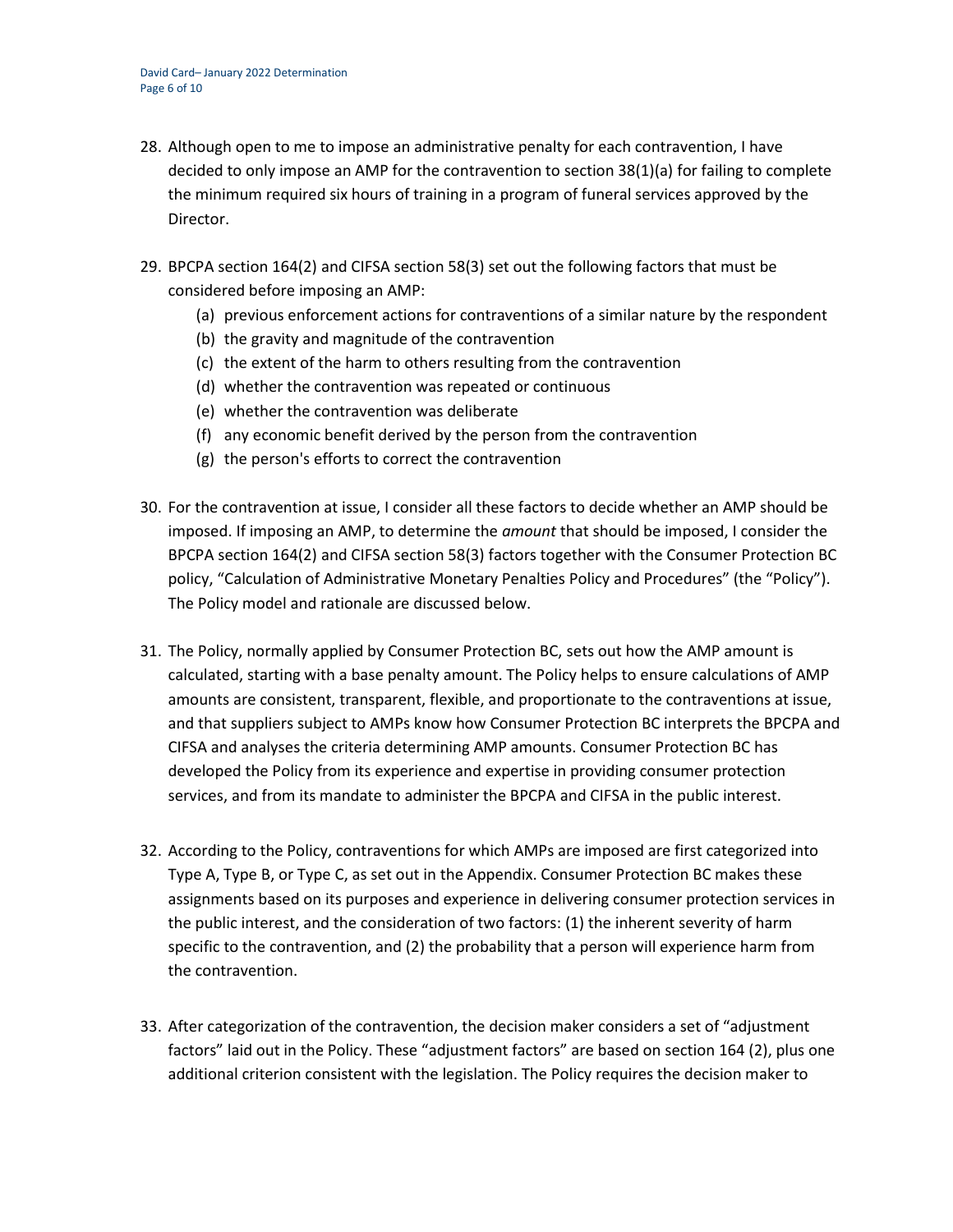28. Although open to me to impose an administrative penalty for each contravention, I have decided to only impose an AMP for the contravention to section 38(1)(a) for failing to complete the minimum required six hours of training in a program of funeral services approved by the Director.

29. BPCPA section 164(2) and CIFSA section 58(3) set out the following factors that must be considered before imposing an AMP:
    (a) previous enforcement actions for contraventions of a similar nature by the respondent
    (b) the gravity and magnitude of the contravention
    (c) the extent of the harm to others resulting from the contravention
    (d) whether the contravention was repeated or continuous
    (e) whether the contravention was deliberate
    (f) any economic benefit derived by the person from the contravention
    (g) the person's efforts to correct the contravention

30. For the contravention at issue, I consider all these factors to decide whether an AMP should be imposed. If imposing an AMP, to determine the *amount* that should be imposed, I consider the BPCPA section 164(2) and CIFSA section 58(3) factors together with the Consumer Protection BC policy, "Calculation of Administrative Monetary Penalties Policy and Procedures" (the "Policy"). The Policy model and rationale are discussed below.

31. The Policy, normally applied by Consumer Protection BC, sets out how the AMP amount is calculated, starting with a base penalty amount. The Policy helps to ensure calculations of AMP amounts are consistent, transparent, flexible, and proportionate to the contraventions at issue, and that suppliers subject to AMPs know how Consumer Protection BC interprets the BPCPA and CIFSA and analyses the criteria determining AMP amounts. Consumer Protection BC has developed the Policy from its experience and expertise in providing consumer protection services, and from its mandate to administer the BPCPA and CIFSA in the public interest.

32. According to the Policy, contraventions for which AMPs are imposed are first categorized into Type A, Type B, or Type C, as set out in the Appendix. Consumer Protection BC makes these assignments based on its purposes and experience in delivering consumer protection services in the public interest, and the consideration of two factors: (1) the inherent severity of harm specific to the contravention, and (2) the probability that a person will experience harm from the contravention.

33. After categorization of the contravention, the decision maker considers a set of "adjustment factors" laid out in the Policy. These "adjustment factors" are based on section 164 (2), plus one additional criterion consistent with the legislation. The Policy requires the decision maker to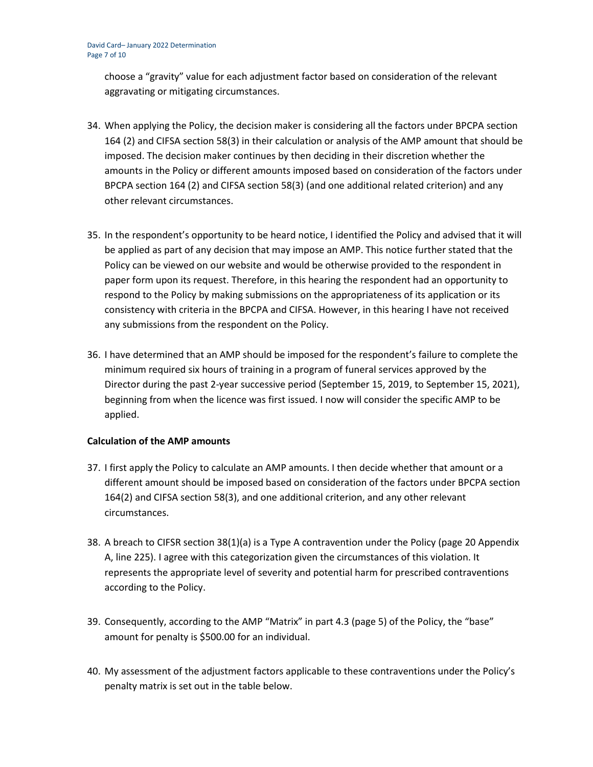choose a "gravity" value for each adjustment factor based on consideration of the relevant aggravating or mitigating circumstances.

34. When applying the Policy, the decision maker is considering all the factors under BPCPA section 164 (2) and CIFSA section 58(3) in their calculation or analysis of the AMP amount that should be imposed. The decision maker continues by then deciding in their discretion whether the amounts in the Policy or different amounts imposed based on consideration of the factors under BPCPA section 164 (2) and CIFSA section 58(3) (and one additional related criterion) and any other relevant circumstances.

35. In the respondent's opportunity to be heard notice, I identified the Policy and advised that it will be applied as part of any decision that may impose an AMP. This notice further stated that the Policy can be viewed on our website and would be otherwise provided to the respondent in paper form upon its request. Therefore, in this hearing the respondent had an opportunity to respond to the Policy by making submissions on the appropriateness of its application or its consistency with criteria in the BPCPA and CIFSA. However, in this hearing I have not received any submissions from the respondent on the Policy.

36. I have determined that an AMP should be imposed for the respondent's failure to complete the minimum required six hours of training in a program of funeral services approved by the Director during the past 2-year successive period (September 15, 2019, to September 15, 2021), beginning from when the licence was first issued. I now will consider the specific AMP to be applied.

**Calculation of the AMP amounts**

37. I first apply the Policy to calculate an AMP amounts. I then decide whether that amount or a different amount should be imposed based on consideration of the factors under BPCPA section 164(2) and CIFSA section 58(3), and one additional criterion, and any other relevant circumstances.

38. A breach to CIFSR section 38(1)(a) is a Type A contravention under the Policy (page 20 Appendix A, line 225). I agree with this categorization given the circumstances of this violation. It represents the appropriate level of severity and potential harm for prescribed contraventions according to the Policy.

39. Consequently, according to the AMP "Matrix" in part 4.3 (page 5) of the Policy, the "base" amount for penalty is $500.00 for an individual.

40. My assessment of the adjustment factors applicable to these contraventions under the Policy's penalty matrix is set out in the table below.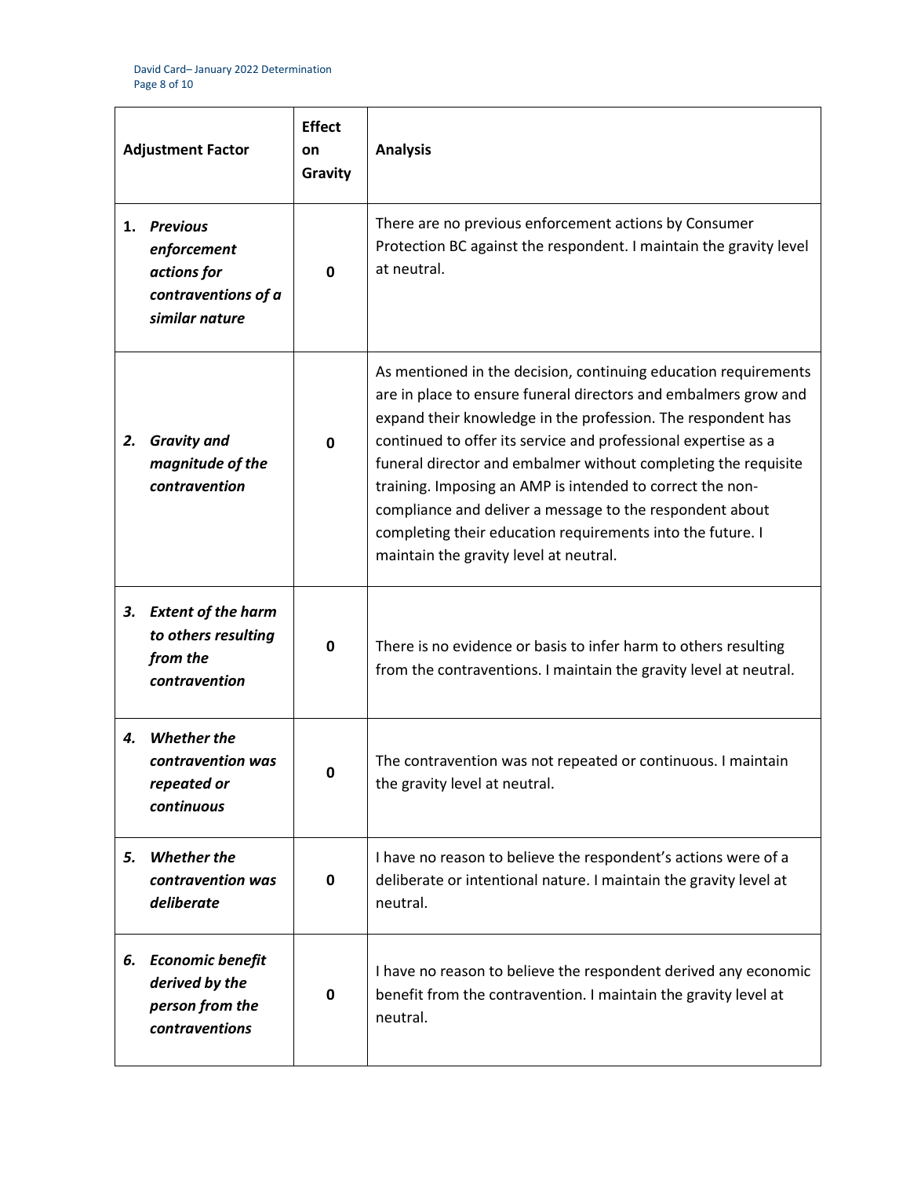| Adjustment Factor | Effect on Gravity | Analysis |
| --- | --- | --- |
| **1. *Previous enforcement actions for contraventions of a similar nature*** | **0** | There are no previous enforcement actions by Consumer Protection BC against the respondent. I maintain the gravity level at neutral. |
| ***2. Gravity and magnitude of the contravention*** | **0** | As mentioned in the decision, continuing education requirements are in place to ensure funeral directors and embalmers grow and expand their knowledge in the profession. The respondent has continued to offer its service and professional expertise as a funeral director and embalmer without completing the requisite training. Imposing an AMP is intended to correct the non-compliance and deliver a message to the respondent about completing their education requirements into the future. I maintain the gravity level at neutral. |
| ***3. Extent of the harm to others resulting from the contravention*** | **0** | There is no evidence or basis to infer harm to others resulting from the contraventions. I maintain the gravity level at neutral. |
| ***4. Whether the contravention was repeated or continuous*** | **0** | The contravention was not repeated or continuous. I maintain the gravity level at neutral. |
| ***5. Whether the contravention was deliberate*** | **0** | I have no reason to believe the respondent's actions were of a deliberate or intentional nature. I maintain the gravity level at neutral. |
| ***6. Economic benefit derived by the person from the contraventions*** | **0** | I have no reason to believe the respondent derived any economic benefit from the contravention. I maintain the gravity level at neutral. |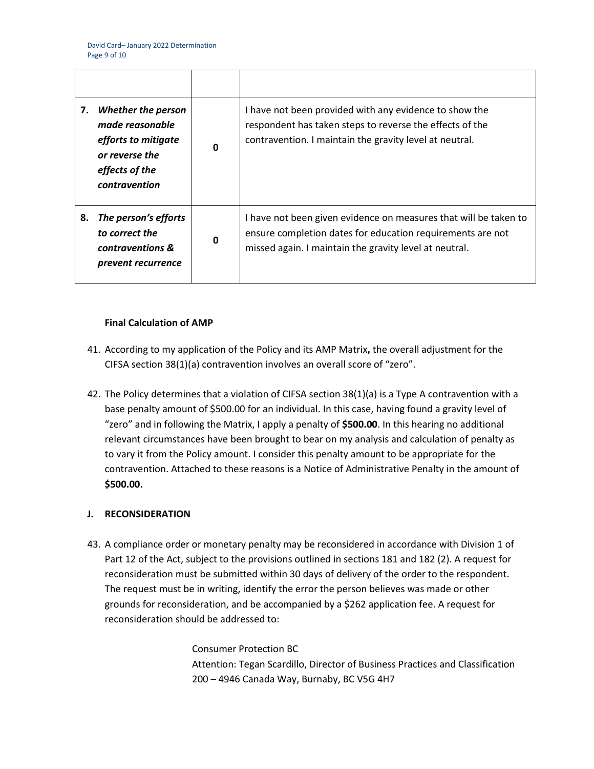| | | |
|---|---|---|
| | | |
| **7.** ***Whether the person made reasonable efforts to mitigate or reverse the effects of the contravention*** | **0** | I have not been provided with any evidence to show the respondent has taken steps to reverse the effects of the contravention. I maintain the gravity level at neutral. |
| **8.** ***The person's efforts to correct the contraventions & prevent recurrence*** | **0** | I have not been given evidence on measures that will be taken to ensure completion dates for education requirements are not missed again. I maintain the gravity level at neutral. |

**Final Calculation of AMP**

41. According to my application of the Policy and its AMP Matrix**,** the overall adjustment for the CIFSA section 38(1)(a) contravention involves an overall score of "zero".

42. The Policy determines that a violation of CIFSA section 38(1)(a) is a Type A contravention with a base penalty amount of $500.00 for an individual. In this case, having found a gravity level of "zero" and in following the Matrix, I apply a penalty of **$500.00**. In this hearing no additional relevant circumstances have been brought to bear on my analysis and calculation of penalty as to vary it from the Policy amount. I consider this penalty amount to be appropriate for the contravention. Attached to these reasons is a Notice of Administrative Penalty in the amount of **$500.00.**

## J. RECONSIDERATION

43. A compliance order or monetary penalty may be reconsidered in accordance with Division 1 of Part 12 of the Act, subject to the provisions outlined in sections 181 and 182 (2). A request for reconsideration must be submitted within 30 days of delivery of the order to the respondent. The request must be in writing, identify the error the person believes was made or other grounds for reconsideration, and be accompanied by a $262 application fee. A request for reconsideration should be addressed to:

Consumer Protection BC
Attention: Tegan Scardillo, Director of Business Practices and Classification
200 – 4946 Canada Way, Burnaby, BC V5G 4H7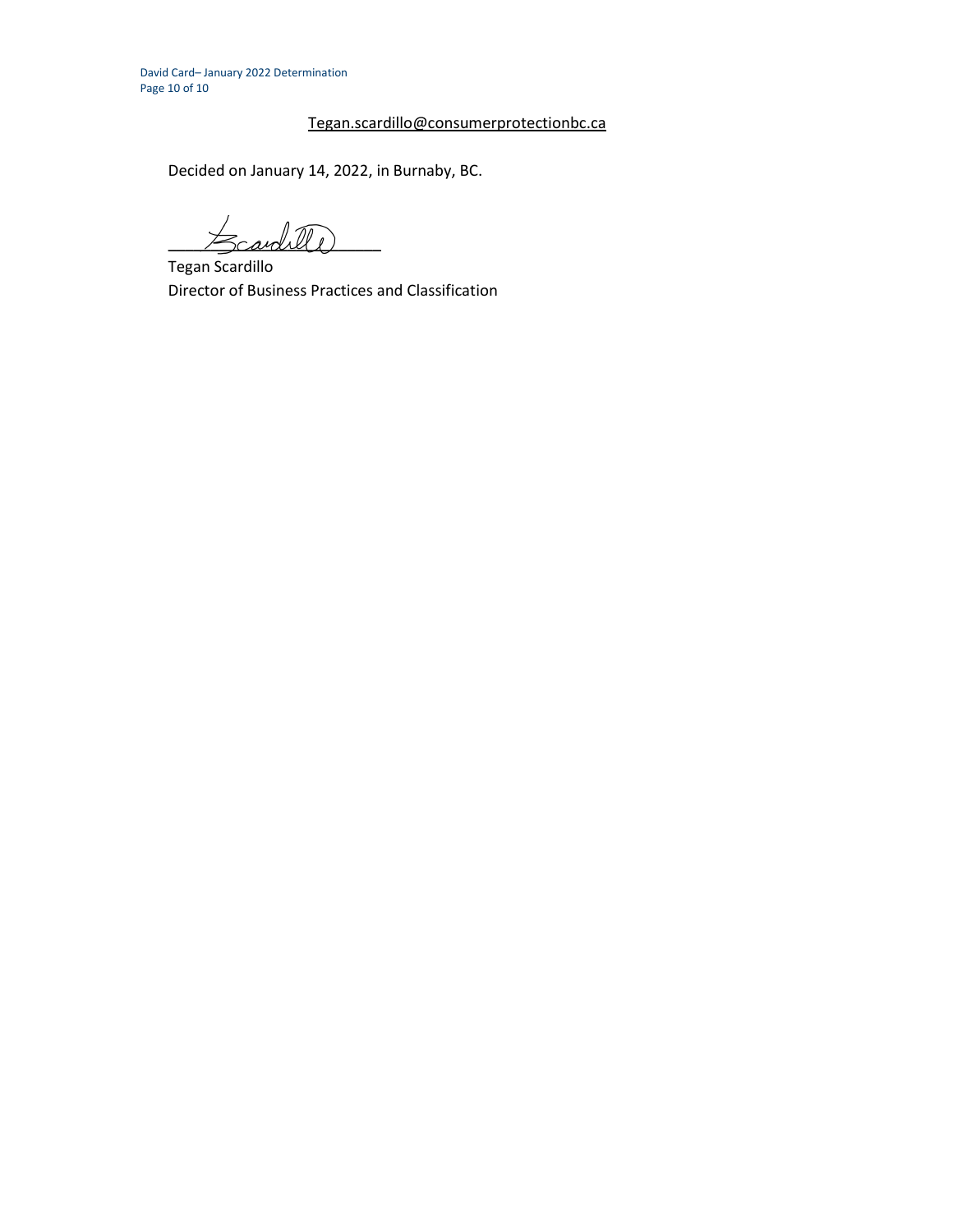Tegan.scardillo@consumerprotectionbc.ca

Decided on January 14, 2022, in Burnaby, BC.

Tegan Scardillo
Director of Business Practices and Classification